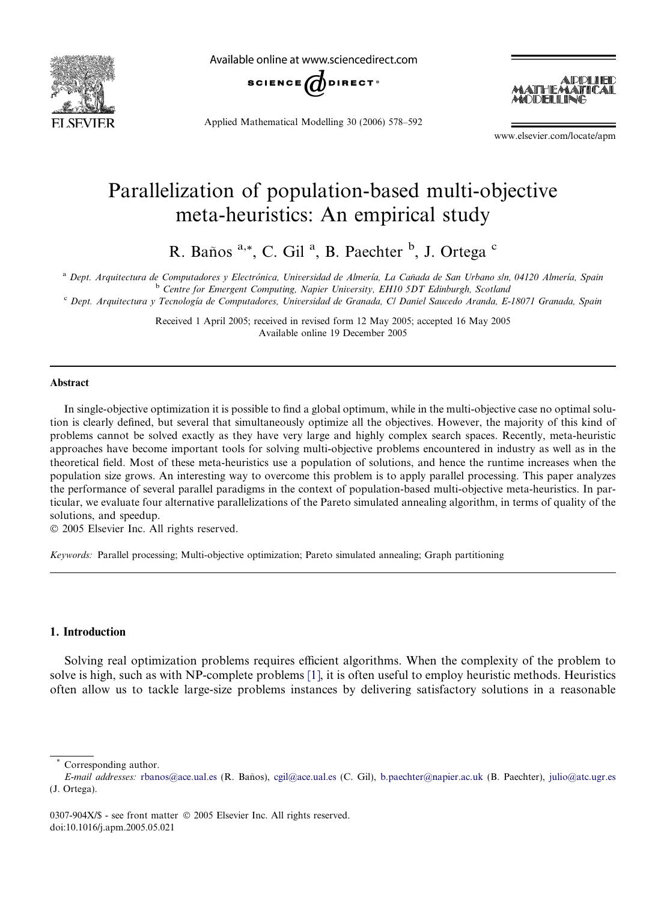# Parallelization of population-based multi-objective meta-heuristics: An empirical study

R. Baños [a,*], C. Gil [a], B. Paechter [b], J. Ortega [c]

[a] Dept. Arquitectura de Computadores y Electrónica, Universidad de Almería, La Cañada de San Urbano s/n, 04120 Almería, Spain
[b] Centre for Emergent Computing, Napier University, EH10 5DT Edinburgh, Scotland
[c] Dept. Arquitectura y Tecnología de Computadores, Universidad de Granada, C/ Daniel Saucedo Aranda, E-18071 Granada, Spain

Received 1 April 2005; received in revised form 12 May 2005; accepted 16 May 2005
Available online 19 December 2005

## Abstract

In single-objective optimization it is possible to find a global optimum, while in the multi-objective case no optimal solution is clearly defined, but several that simultaneously optimize all the objectives. However, the majority of this kind of problems cannot be solved exactly as they have very large and highly complex search spaces. Recently, meta-heuristic approaches have become important tools for solving multi-objective problems encountered in industry as well as in the theoretical field. Most of these meta-heuristics use a population of solutions, and hence the runtime increases when the population size grows. An interesting way to overcome this problem is to apply parallel processing. This paper analyzes the performance of several parallel paradigms in the context of population-based multi-objective meta-heuristics. In particular, we evaluate four alternative parallelizations of the Pareto simulated annealing algorithm, in terms of quality of the solutions, and speedup.
© 2005 Elsevier Inc. All rights reserved.

*Keywords:* Parallel processing; Multi-objective optimization; Pareto simulated annealing; Graph partitioning

## 1. Introduction

Solving real optimization problems requires efficient algorithms. When the complexity of the problem to solve is high, such as with NP-complete problems [1], it is often useful to employ heuristic methods. Heuristics often allow us to tackle large-size problems instances by delivering satisfactory solutions in a reasonable

---

* Corresponding author.
*E-mail addresses:* rbanos@ace.ual.es (R. Baños), cgil@ace.ual.es (C. Gil), b.paechter@napier.ac.uk (B. Paechter), julio@atc.ugr.es (J. Ortega).

0307-904X/$ - see front matter © 2005 Elsevier Inc. All rights reserved.
doi:10.1016/j.apm.2005.05.021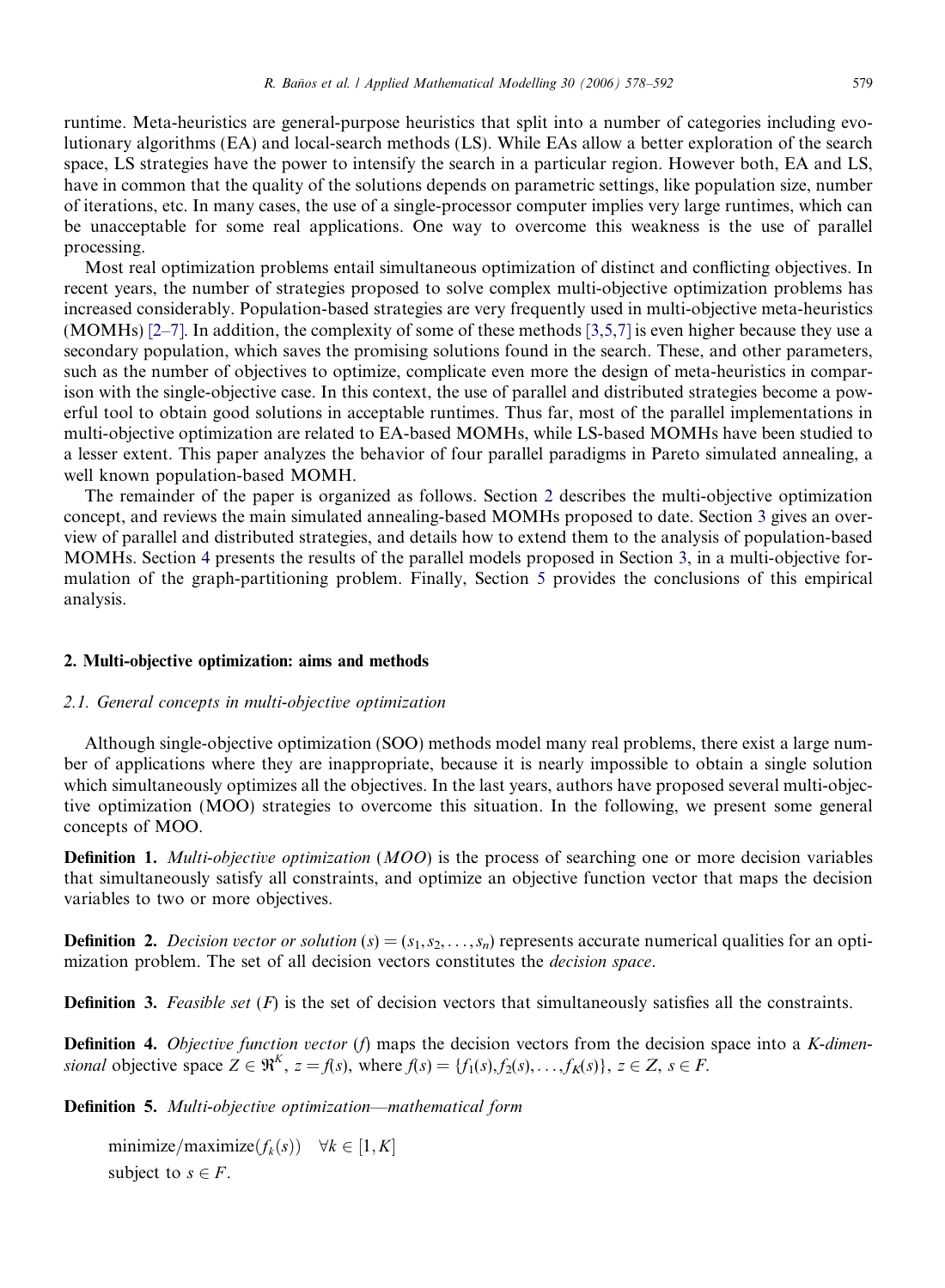runtime. Meta-heuristics are general-purpose heuristics that split into a number of categories including evolutionary algorithms (EA) and local-search methods (LS). While EAs allow a better exploration of the search space, LS strategies have the power to intensify the search in a particular region. However both, EA and LS, have in common that the quality of the solutions depends on parametric settings, like population size, number of iterations, etc. In many cases, the use of a single-processor computer implies very large runtimes, which can be unacceptable for some real applications. One way to overcome this weakness is the use of parallel processing.

Most real optimization problems entail simultaneous optimization of distinct and conflicting objectives. In recent years, the number of strategies proposed to solve complex multi-objective optimization problems has increased considerably. Population-based strategies are very frequently used in multi-objective meta-heuristics (MOMHs) [2–7]. In addition, the complexity of some of these methods [3,5,7] is even higher because they use a secondary population, which saves the promising solutions found in the search. These, and other parameters, such as the number of objectives to optimize, complicate even more the design of meta-heuristics in comparison with the single-objective case. In this context, the use of parallel and distributed strategies become a powerful tool to obtain good solutions in acceptable runtimes. Thus far, most of the parallel implementations in multi-objective optimization are related to EA-based MOMHs, while LS-based MOMHs have been studied to a lesser extent. This paper analyzes the behavior of four parallel paradigms in Pareto simulated annealing, a well known population-based MOMH.

The remainder of the paper is organized as follows. Section 2 describes the multi-objective optimization concept, and reviews the main simulated annealing-based MOMHs proposed to date. Section 3 gives an overview of parallel and distributed strategies, and details how to extend them to the analysis of population-based MOMHs. Section 4 presents the results of the parallel models proposed in Section 3, in a multi-objective formulation of the graph-partitioning problem. Finally, Section 5 provides the conclusions of this empirical analysis.

## 2. Multi-objective optimization: aims and methods

### 2.1. General concepts in multi-objective optimization

Although single-objective optimization (SOO) methods model many real problems, there exist a large number of applications where they are inappropriate, because it is nearly impossible to obtain a single solution which simultaneously optimizes all the objectives. In the last years, authors have proposed several multi-objective optimization (MOO) strategies to overcome this situation. In the following, we present some general concepts of MOO.

**Definition 1.** *Multi-objective optimization (MOO)* is the process of searching one or more decision variables that simultaneously satisfy all constraints, and optimize an objective function vector that maps the decision variables to two or more objectives.

**Definition 2.** *Decision vector or solution* $(s) = (s_1, s_2, \ldots, s_n)$ represents accurate numerical qualities for an optimization problem. The set of all decision vectors constitutes the *decision space*.

**Definition 3.** *Feasible set* $(F)$ is the set of decision vectors that simultaneously satisfies all the constraints.

**Definition 4.** *Objective function vector* $(f)$ maps the decision vectors from the decision space into a *K-dimensional* objective space $Z \in \Re^K$, $z = f(s)$, where $f(s) = \{f_1(s), f_2(s), \ldots, f_K(s)\}$, $z \in Z$, $s \in F$.

**Definition 5.** *Multi-objective optimization—mathematical form*

$$
\begin{aligned}
&\text{minimize/maximize}(f_k(s)) \quad \forall k \in [1, K] \\
&\text{subject to } s \in F.
\end{aligned}
$$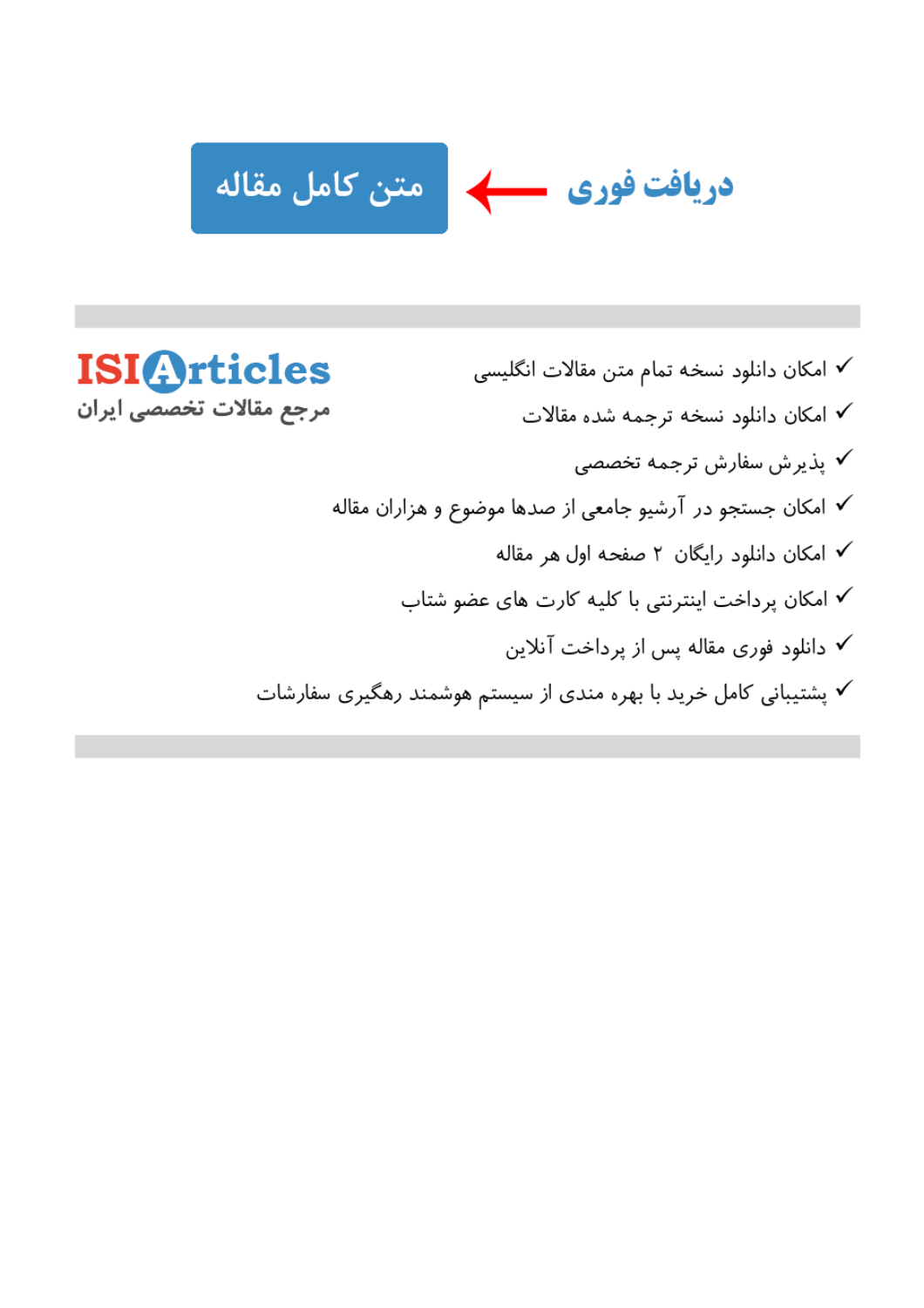**متن کامل مقاله** ← **دریافت فوری**

---

**ISIArticles**
مرجع مقالات تخصصی ایران

- ✓ امکان دانلود نسخه تمام متن مقالات انگلیسی
- ✓ امکان دانلود نسخه ترجمه شده مقالات
- ✓ پذیرش سفارش ترجمه تخصصی
- ✓ امکان جستجو در آرشیو جامعی از صدها موضوع و هزاران مقاله
- ✓ امکان دانلود رایگان ۲ صفحه اول هر مقاله
- ✓ امکان پرداخت اینترنتی با کلیه کارت های عضو شتاب
- ✓ دانلود فوری مقاله پس از پرداخت آنلاین
- ✓ پشتیبانی کامل خرید با بهره مندی از سیستم هوشمند رهگیری سفارشات

---